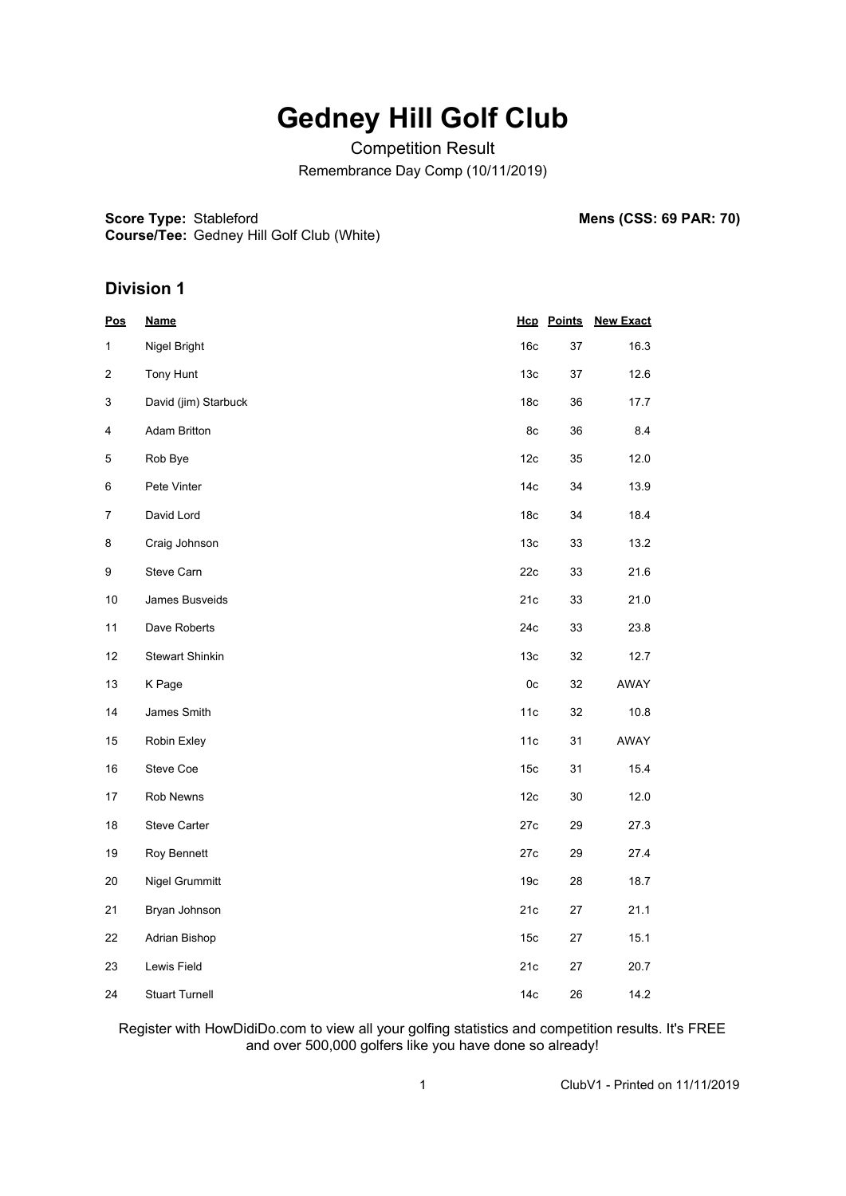# Gedney Hill Golf Club

Competition Result

Remembrance Day Comp (10/11/2019)

**Score Type:** Stableford
**Course/Tee:** Gedney Hill Golf Club (White)

**Mens (CSS: 69 PAR: 70)**

## Division 1

| Pos | Name | Hcp | Points | New Exact |
|---|---|---|---|---|
| 1 | Nigel Bright | 16c | 37 | 16.3 |
| 2 | Tony Hunt | 13c | 37 | 12.6 |
| 3 | David (jim) Starbuck | 18c | 36 | 17.7 |
| 4 | Adam Britton | 8c | 36 | 8.4 |
| 5 | Rob Bye | 12c | 35 | 12.0 |
| 6 | Pete Vinter | 14c | 34 | 13.9 |
| 7 | David Lord | 18c | 34 | 18.4 |
| 8 | Craig Johnson | 13c | 33 | 13.2 |
| 9 | Steve Carn | 22c | 33 | 21.6 |
| 10 | James Busveids | 21c | 33 | 21.0 |
| 11 | Dave Roberts | 24c | 33 | 23.8 |
| 12 | Stewart Shinkin | 13c | 32 | 12.7 |
| 13 | K Page | 0c | 32 | AWAY |
| 14 | James Smith | 11c | 32 | 10.8 |
| 15 | Robin Exley | 11c | 31 | AWAY |
| 16 | Steve Coe | 15c | 31 | 15.4 |
| 17 | Rob Newns | 12c | 30 | 12.0 |
| 18 | Steve Carter | 27c | 29 | 27.3 |
| 19 | Roy Bennett | 27c | 29 | 27.4 |
| 20 | Nigel Grummitt | 19c | 28 | 18.7 |
| 21 | Bryan Johnson | 21c | 27 | 21.1 |
| 22 | Adrian Bishop | 15c | 27 | 15.1 |
| 23 | Lewis Field | 21c | 27 | 20.7 |
| 24 | Stuart Turnell | 14c | 26 | 14.2 |

Register with HowDidiDo.com to view all your golfing statistics and competition results. It's FREE and over 500,000 golfers like you have done so already!

ClubV1 - Printed on 11/11/2019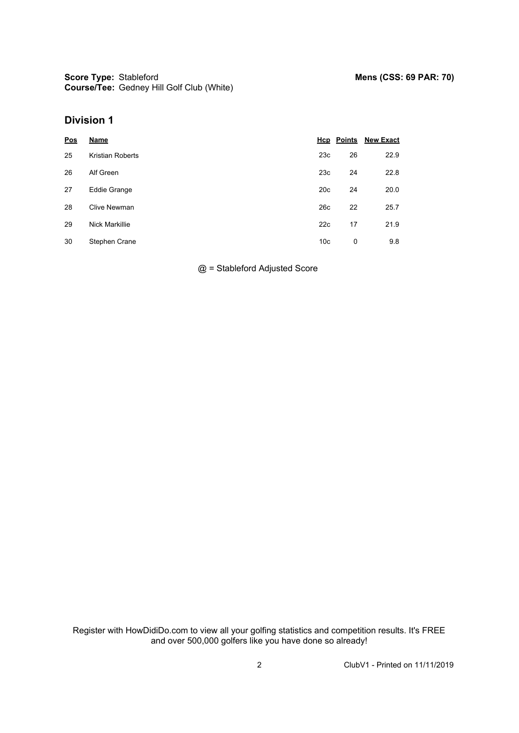**Score Type:** Stableford
**Course/Tee:** Gedney Hill Golf Club (White)

**Mens (CSS: 69 PAR: 70)**

## Division 1

| Pos | Name | Hcp | Points | New Exact |
|---|---|---|---|---|
| 25 | Kristian Roberts | 23c | 26 | 22.9 |
| 26 | Alf Green | 23c | 24 | 22.8 |
| 27 | Eddie Grange | 20c | 24 | 20.0 |
| 28 | Clive Newman | 26c | 22 | 25.7 |
| 29 | Nick Markillie | 22c | 17 | 21.9 |
| 30 | Stephen Crane | 10c | 0 | 9.8 |

@ = Stableford Adjusted Score

Register with HowDidiDo.com to view all your golfing statistics and competition results. It's FREE and over 500,000 golfers like you have done so already!

ClubV1 - Printed on 11/11/2019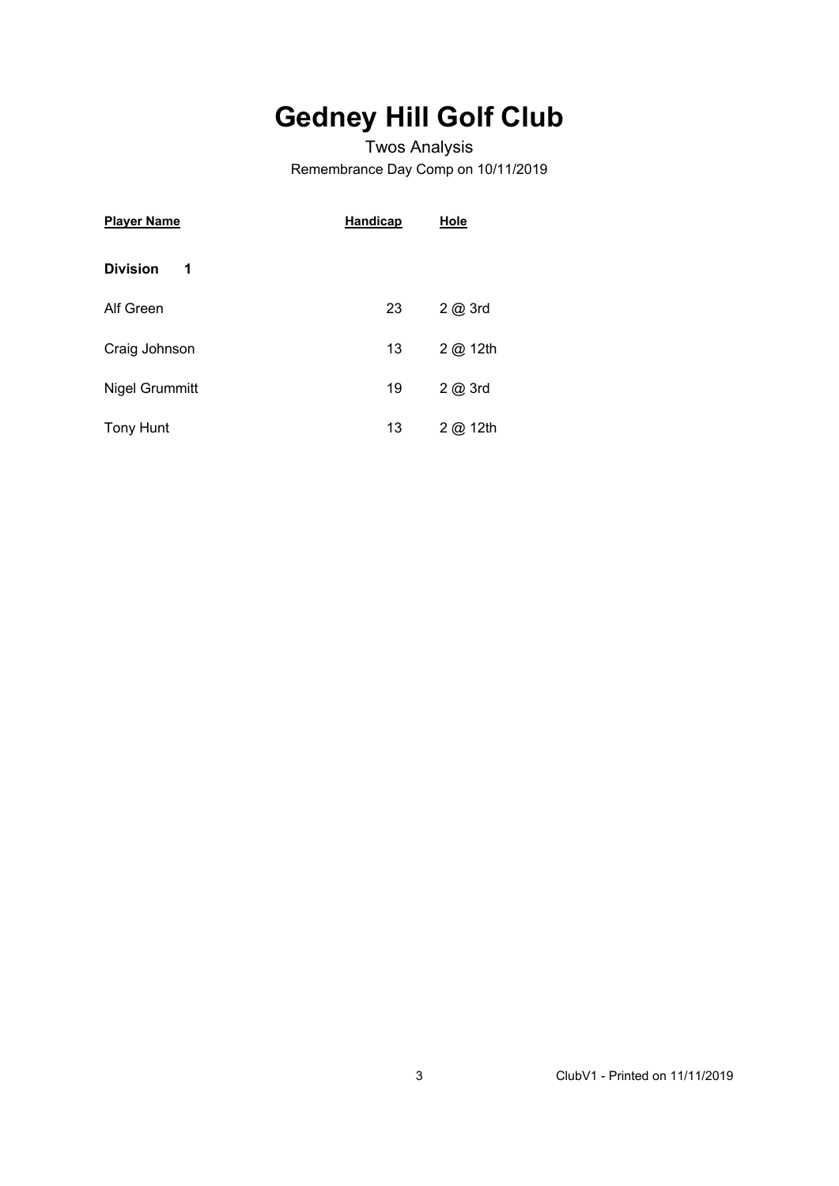# Gedney Hill Golf Club

Twos Analysis

Remembrance Day Comp on 10/11/2019

| Player Name | Handicap | Hole |
|---|---|---|
| **Division 1** | | |
| Alf Green | 23 | 2 @ 3rd |
| Craig Johnson | 13 | 2 @ 12th |
| Nigel Grummitt | 19 | 2 @ 3rd |
| Tony Hunt | 13 | 2 @ 12th |

ClubV1 - Printed on 11/11/2019